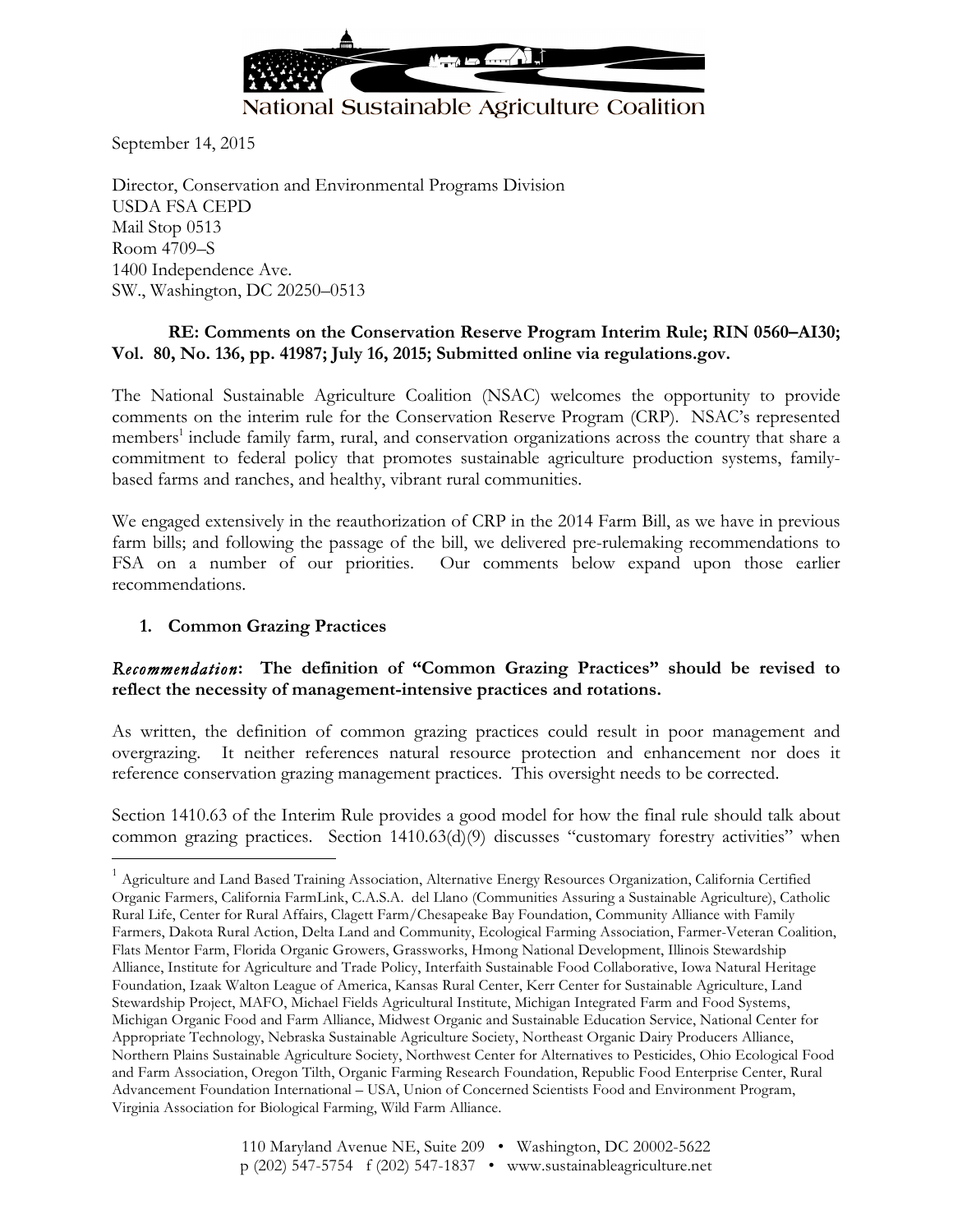National Sustainable Agriculture Coalition

September 14, 2015

Director, Conservation and Environmental Programs Division
USDA FSA CEPD
Mail Stop 0513
Room 4709–S
1400 Independence Ave.
SW., Washington, DC 20250–0513

**RE: Comments on the Conservation Reserve Program Interim Rule; RIN 0560–AI30; Vol. 80, No. 136, pp. 41987; July 16, 2015; Submitted online via regulations.gov.**

The National Sustainable Agriculture Coalition (NSAC) welcomes the opportunity to provide comments on the interim rule for the Conservation Reserve Program (CRP). NSAC's represented members[1] include family farm, rural, and conservation organizations across the country that share a commitment to federal policy that promotes sustainable agriculture production systems, family-based farms and ranches, and healthy, vibrant rural communities.

We engaged extensively in the reauthorization of CRP in the 2014 Farm Bill, as we have in previous farm bills; and following the passage of the bill, we delivered pre-rulemaking recommendations to FSA on a number of our priorities. Our comments below expand upon those earlier recommendations.

1. **Common Grazing Practices**

***Recommendation*: The definition of "Common Grazing Practices" should be revised to reflect the necessity of management-intensive practices and rotations.**

As written, the definition of common grazing practices could result in poor management and overgrazing. It neither references natural resource protection and enhancement nor does it reference conservation grazing management practices. This oversight needs to be corrected.

Section 1410.63 of the Interim Rule provides a good model for how the final rule should talk about common grazing practices. Section 1410.63(d)(9) discusses "customary forestry activities" when

[1] Agriculture and Land Based Training Association, Alternative Energy Resources Organization, California Certified Organic Farmers, California FarmLink, C.A.S.A. del Llano (Communities Assuring a Sustainable Agriculture), Catholic Rural Life, Center for Rural Affairs, Clagett Farm/Chesapeake Bay Foundation, Community Alliance with Family Farmers, Dakota Rural Action, Delta Land and Community, Ecological Farming Association, Farmer-Veteran Coalition, Flats Mentor Farm, Florida Organic Growers, Grassworks, Hmong National Development, Illinois Stewardship Alliance, Institute for Agriculture and Trade Policy, Interfaith Sustainable Food Collaborative, Iowa Natural Heritage Foundation, Izaak Walton League of America, Kansas Rural Center, Kerr Center for Sustainable Agriculture, Land Stewardship Project, MAFO, Michael Fields Agricultural Institute, Michigan Integrated Farm and Food Systems, Michigan Organic Food and Farm Alliance, Midwest Organic and Sustainable Education Service, National Center for Appropriate Technology, Nebraska Sustainable Agriculture Society, Northeast Organic Dairy Producers Alliance, Northern Plains Sustainable Agriculture Society, Northwest Center for Alternatives to Pesticides, Ohio Ecological Food and Farm Association, Oregon Tilth, Organic Farming Research Foundation, Republic Food Enterprise Center, Rural Advancement Foundation International – USA, Union of Concerned Scientists Food and Environment Program, Virginia Association for Biological Farming, Wild Farm Alliance.

110 Maryland Avenue NE, Suite 209 • Washington, DC 20002-5622
p (202) 547-5754 f (202) 547-1837 • www.sustainableagriculture.net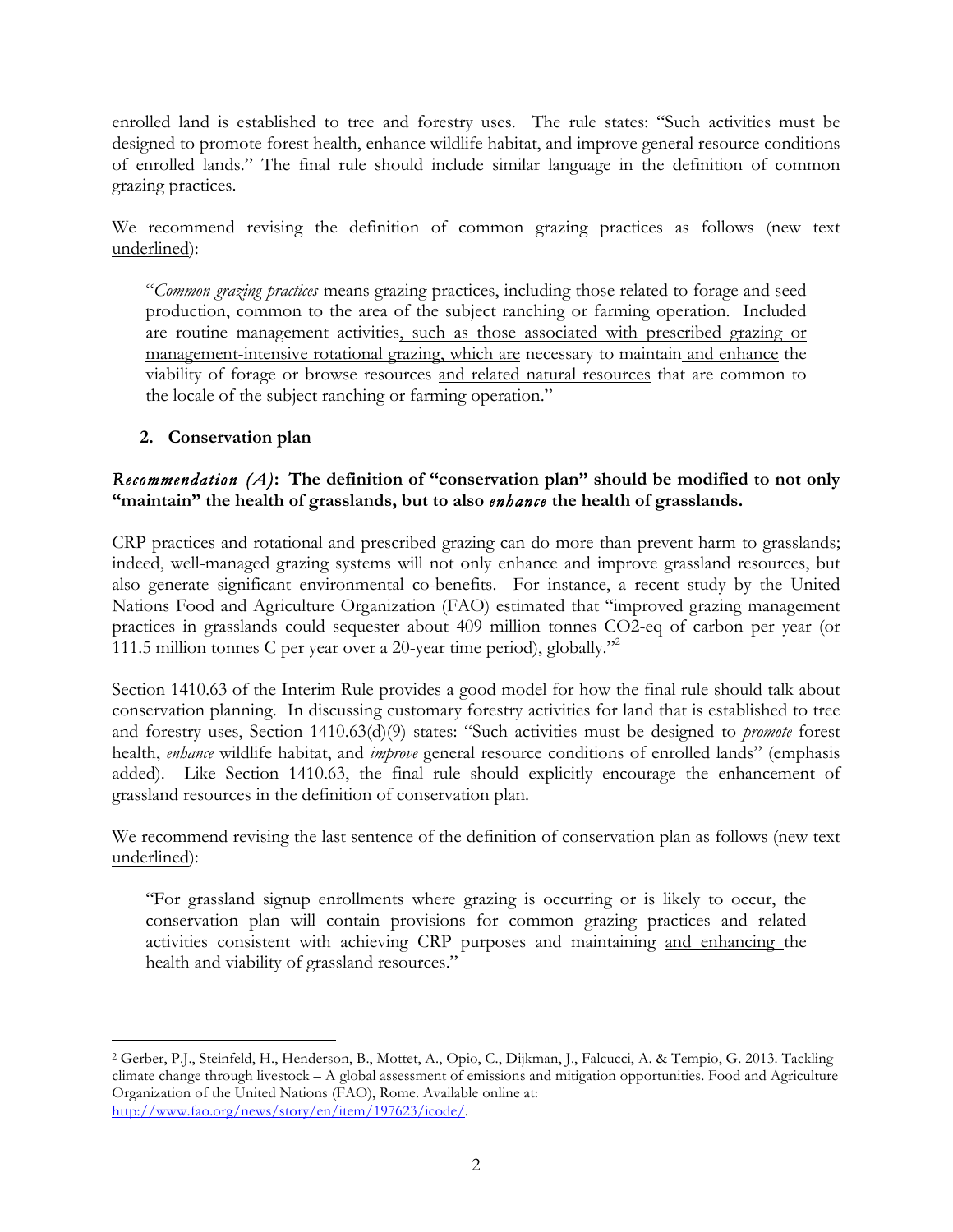enrolled land is established to tree and forestry uses. The rule states: "Such activities must be designed to promote forest health, enhance wildlife habitat, and improve general resource conditions of enrolled lands." The final rule should include similar language in the definition of common grazing practices.

We recommend revising the definition of common grazing practices as follows (new text <u>underlined</u>):

> "*Common grazing practices* means grazing practices, including those related to forage and seed production, common to the area of the subject ranching or farming operation. Included are routine management activities<u>, such as those associated with prescribed grazing or management-intensive rotational grazing, which are</u> necessary to maintain <u>and enhance</u> the viability of forage or browse resources <u>and related natural resources</u> that are common to the locale of the subject ranching or farming operation."

**2. Conservation plan**

***Recommendation (A)*: The definition of "conservation plan" should be modified to not only "maintain" the health of grasslands, but to also *enhance* the health of grasslands.**

CRP practices and rotational and prescribed grazing can do more than prevent harm to grasslands; indeed, well-managed grazing systems will not only enhance and improve grassland resources, but also generate significant environmental co-benefits. For instance, a recent study by the United Nations Food and Agriculture Organization (FAO) estimated that "improved grazing management practices in grasslands could sequester about 409 million tonnes $CO_2$-eq of carbon per year (or 111.5 million tonnes C per year over a 20-year time period), globally."[2]

Section 1410.63 of the Interim Rule provides a good model for how the final rule should talk about conservation planning. In discussing customary forestry activities for land that is established to tree and forestry uses, Section 1410.63(d)(9) states: "Such activities must be designed to *promote* forest health, *enhance* wildlife habitat, and *improve* general resource conditions of enrolled lands" (emphasis added). Like Section 1410.63, the final rule should explicitly encourage the enhancement of grassland resources in the definition of conservation plan.

We recommend revising the last sentence of the definition of conservation plan as follows (new text <u>underlined</u>):

> "For grassland signup enrollments where grazing is occurring or is likely to occur, the conservation plan will contain provisions for common grazing practices and related activities consistent with achieving CRP purposes and maintaining <u>and enhancing</u> the health and viability of grassland resources."

---

[2] Gerber, P.J., Steinfeld, H., Henderson, B., Mottet, A., Opio, C., Dijkman, J., Falcucci, A. & Tempio, G. 2013. Tackling climate change through livestock – A global assessment of emissions and mitigation opportunities. Food and Agriculture Organization of the United Nations (FAO), Rome. Available online at: http://www.fao.org/news/story/en/item/197623/icode/.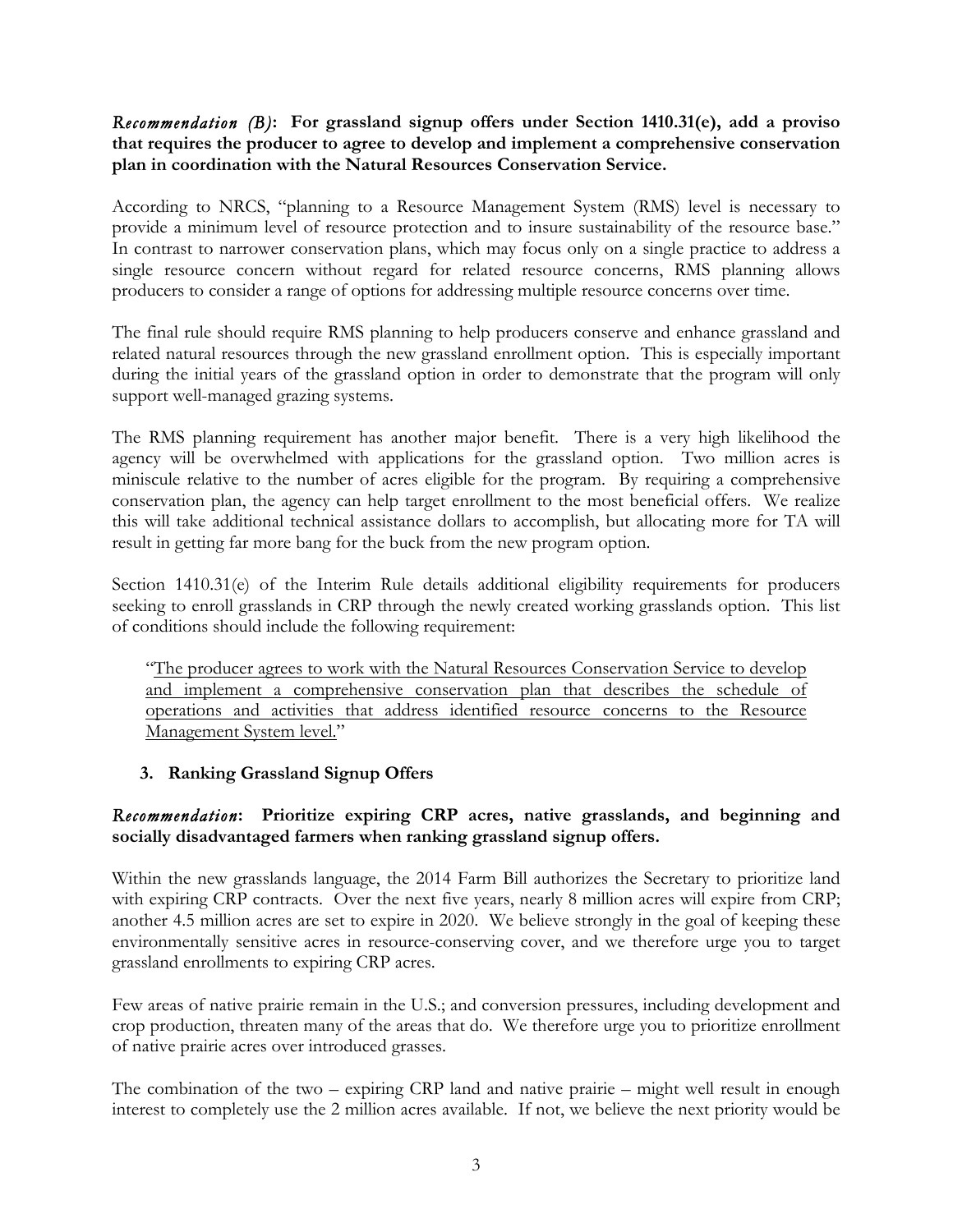*Recommendation (B)*: **For grassland signup offers under Section 1410.31(e), add a proviso that requires the producer to agree to develop and implement a comprehensive conservation plan in coordination with the Natural Resources Conservation Service.**

According to NRCS, "planning to a Resource Management System (RMS) level is necessary to provide a minimum level of resource protection and to insure sustainability of the resource base." In contrast to narrower conservation plans, which may focus only on a single practice to address a single resource concern without regard for related resource concerns, RMS planning allows producers to consider a range of options for addressing multiple resource concerns over time.

The final rule should require RMS planning to help producers conserve and enhance grassland and related natural resources through the new grassland enrollment option. This is especially important during the initial years of the grassland option in order to demonstrate that the program will only support well-managed grazing systems.

The RMS planning requirement has another major benefit. There is a very high likelihood the agency will be overwhelmed with applications for the grassland option. Two million acres is miniscule relative to the number of acres eligible for the program. By requiring a comprehensive conservation plan, the agency can help target enrollment to the most beneficial offers. We realize this will take additional technical assistance dollars to accomplish, but allocating more for TA will result in getting far more bang for the buck from the new program option.

Section 1410.31(e) of the Interim Rule details additional eligibility requirements for producers seeking to enroll grasslands in CRP through the newly created working grasslands option. This list of conditions should include the following requirement:

> "The producer agrees to work with the Natural Resources Conservation Service to develop and implement a comprehensive conservation plan that describes the schedule of operations and activities that address identified resource concerns to the Resource Management System level."

### 3. Ranking Grassland Signup Offers

*Recommendation*: **Prioritize expiring CRP acres, native grasslands, and beginning and socially disadvantaged farmers when ranking grassland signup offers.**

Within the new grasslands language, the 2014 Farm Bill authorizes the Secretary to prioritize land with expiring CRP contracts. Over the next five years, nearly 8 million acres will expire from CRP; another 4.5 million acres are set to expire in 2020. We believe strongly in the goal of keeping these environmentally sensitive acres in resource-conserving cover, and we therefore urge you to target grassland enrollments to expiring CRP acres.

Few areas of native prairie remain in the U.S.; and conversion pressures, including development and crop production, threaten many of the areas that do. We therefore urge you to prioritize enrollment of native prairie acres over introduced grasses.

The combination of the two – expiring CRP land and native prairie – might well result in enough interest to completely use the 2 million acres available. If not, we believe the next priority would be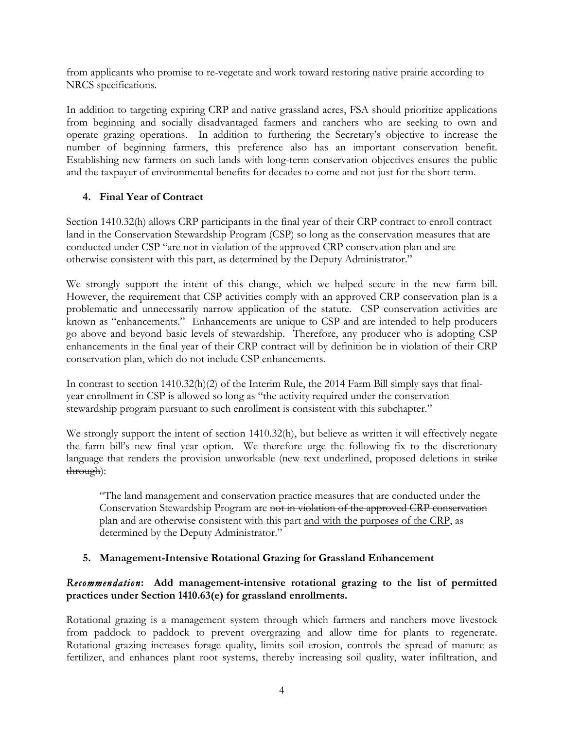from applicants who promise to re-vegetate and work toward restoring native prairie according to NRCS specifications.

In addition to targeting expiring CRP and native grassland acres, FSA should prioritize applications from beginning and socially disadvantaged farmers and ranchers who are seeking to own and operate grazing operations. In addition to furthering the Secretary's objective to increase the number of beginning farmers, this preference also has an important conservation benefit. Establishing new farmers on such lands with long-term conservation objectives ensures the public and the taxpayer of environmental benefits for decades to come and not just for the short-term.

### 4. Final Year of Contract

Section 1410.32(h) allows CRP participants in the final year of their CRP contract to enroll contract land in the Conservation Stewardship Program (CSP) so long as the conservation measures that are conducted under CSP "are not in violation of the approved CRP conservation plan and are otherwise consistent with this part, as determined by the Deputy Administrator."

We strongly support the intent of this change, which we helped secure in the new farm bill. However, the requirement that CSP activities comply with an approved CRP conservation plan is a problematic and unnecessarily narrow application of the statute. CSP conservation activities are known as "enhancements." Enhancements are unique to CSP and are intended to help producers go above and beyond basic levels of stewardship. Therefore, any producer who is adopting CSP enhancements in the final year of their CRP contract will by definition be in violation of their CRP conservation plan, which do not include CSP enhancements.

In contrast to section 1410.32(h)(2) of the Interim Rule, the 2014 Farm Bill simply says that final-year enrollment in CSP is allowed so long as "the activity required under the conservation stewardship program pursuant to such enrollment is consistent with this subchapter."

We strongly support the intent of section 1410.32(h), but believe as written it will effectively negate the farm bill's new final year option. We therefore urge the following fix to the discretionary language that renders the provision unworkable (new text <u>underlined</u>, proposed deletions in ~~strike through~~):

> "The land management and conservation practice measures that are conducted under the Conservation Stewardship Program are ~~not in violation of the approved CRP conservation plan and are otherwise~~ consistent with this part <u>and with the purposes of the CRP</u>, as determined by the Deputy Administrator."

### 5. Management-Intensive Rotational Grazing for Grassland Enhancement

***Recommendation*: Add management-intensive rotational grazing to the list of permitted practices under Section 1410.63(e) for grassland enrollments.**

Rotational grazing is a management system through which farmers and ranchers move livestock from paddock to paddock to prevent overgrazing and allow time for plants to regenerate. Rotational grazing increases forage quality, limits soil erosion, controls the spread of manure as fertilizer, and enhances plant root systems, thereby increasing soil quality, water infiltration, and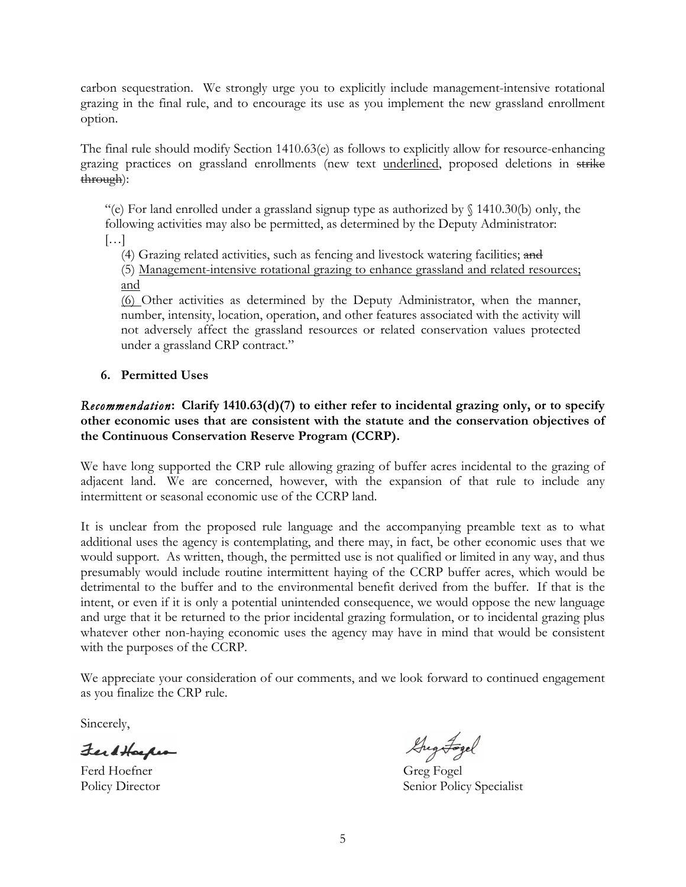carbon sequestration. We strongly urge you to explicitly include management-intensive rotational grazing in the final rule, and to encourage its use as you implement the new grassland enrollment option.

The final rule should modify Section 1410.63(e) as follows to explicitly allow for resource-enhancing grazing practices on grassland enrollments (new text <u>underlined</u>, proposed deletions in ~~strike through~~):

> "(e) For land enrolled under a grassland signup type as authorized by § 1410.30(b) only, the following activities may also be permitted, as determined by the Deputy Administrator:
> […]
>
> (4) Grazing related activities, such as fencing and livestock watering facilities; ~~and~~
>
> (5) <u>Management-intensive rotational grazing to enhance grassland and related resources; and</u>
>
> <u>(6)</u> Other activities as determined by the Deputy Administrator, when the manner, number, intensity, location, operation, and other features associated with the activity will not adversely affect the grassland resources or related conservation values protected under a grassland CRP contract."

### 6. Permitted Uses

***Recommendation*: Clarify 1410.63(d)(7) to either refer to incidental grazing only, or to specify other economic uses that are consistent with the statute and the conservation objectives of the Continuous Conservation Reserve Program (CCRP).**

We have long supported the CRP rule allowing grazing of buffer acres incidental to the grazing of adjacent land. We are concerned, however, with the expansion of that rule to include any intermittent or seasonal economic use of the CCRP land.

It is unclear from the proposed rule language and the accompanying preamble text as to what additional uses the agency is contemplating, and there may, in fact, be other economic uses that we would support. As written, though, the permitted use is not qualified or limited in any way, and thus presumably would include routine intermittent haying of the CCRP buffer acres, which would be detrimental to the buffer and to the environmental benefit derived from the buffer. If that is the intent, or even if it is only a potential unintended consequence, we would oppose the new language and urge that it be returned to the prior incidental grazing formulation, or to incidental grazing plus whatever other non-haying economic uses the agency may have in mind that would be consistent with the purposes of the CCRP.

We appreciate your consideration of our comments, and we look forward to continued engagement as you finalize the CRP rule.

Sincerely,

Ferd Hoefner
Policy Director

Greg Fogel
Senior Policy Specialist